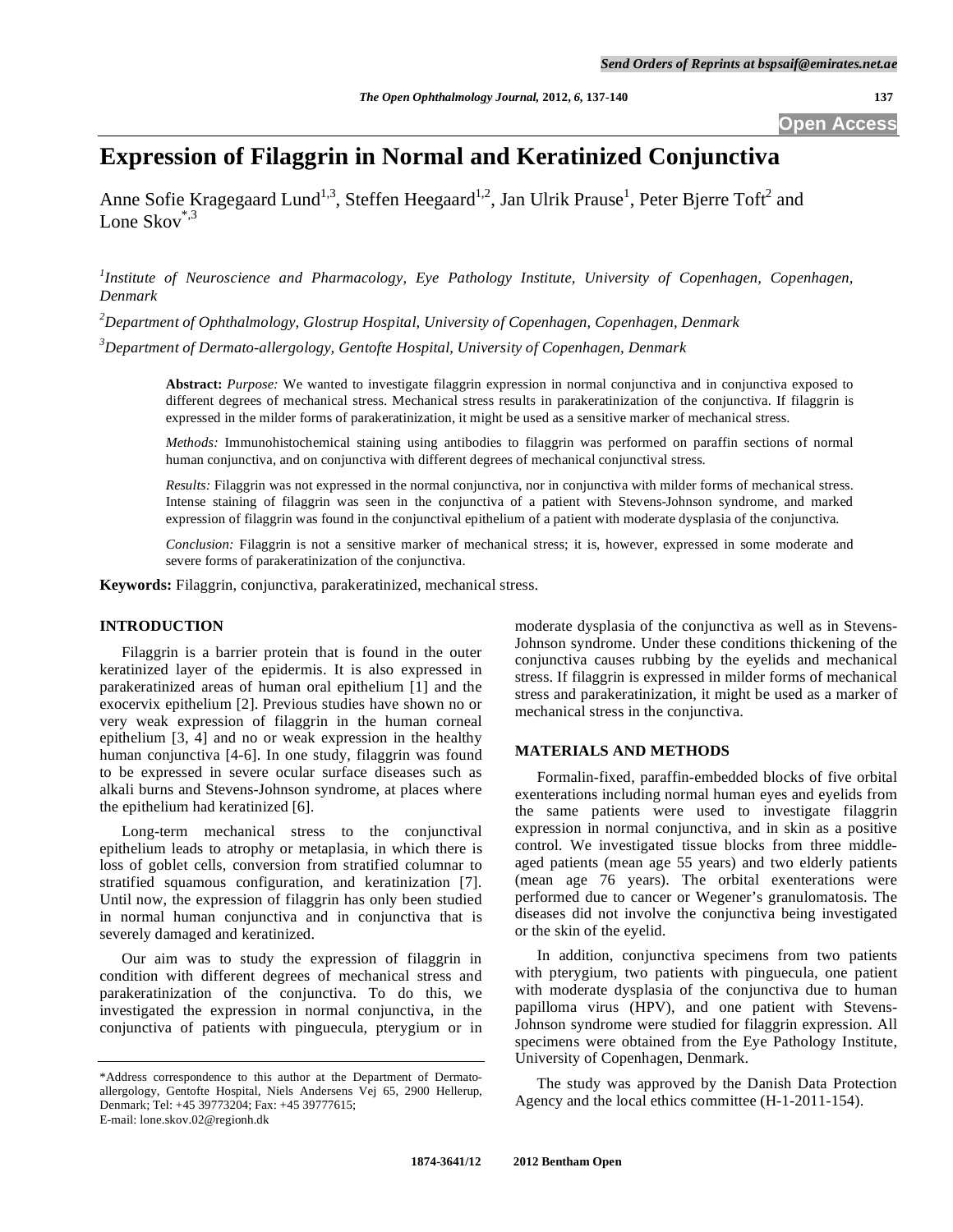# Expression of Filaggrin in Normal and Keratinized Conjunctiva

Anne Sofie Kragegaard Lund[1,3], Steffen Heegaard[1,2], Jan Ulrik Prause[1], Peter Bjerre Toft[2] and Lone Skov[*,3]

[1]*Institute of Neuroscience and Pharmacology, Eye Pathology Institute, University of Copenhagen, Copenhagen, Denmark*

[2]*Department of Ophthalmology, Glostrup Hospital, University of Copenhagen, Copenhagen, Denmark*

[3]*Department of Dermato-allergology, Gentofte Hospital, University of Copenhagen, Copenhagen, Denmark*

**Abstract:** *Purpose:* We wanted to investigate filaggrin expression in normal conjunctiva and in conjunctiva exposed to different degrees of mechanical stress. Mechanical stress results in parakeratinization of the conjunctiva. If filaggrin is expressed in the milder forms of parakeratinization, it might be used as a sensitive marker of mechanical stress.

*Methods:* Immunohistochemical staining using antibodies to filaggrin was performed on paraffin sections of normal human conjunctiva, and on conjunctiva with different degrees of mechanical conjunctival stress.

*Results:* Filaggrin was not expressed in the normal conjunctiva, nor in conjunctiva with milder forms of mechanical stress. Intense staining of filaggrin was seen in the conjunctiva of a patient with Stevens-Johnson syndrome, and marked expression of filaggrin was found in the conjunctival epithelium of a patient with moderate dysplasia of the conjunctiva.

*Conclusion:* Filaggrin is not a sensitive marker of mechanical stress; it is, however, expressed in some moderate and severe forms of parakeratinization of the conjunctiva.

**Keywords:** Filaggrin, conjunctiva, parakeratinized, mechanical stress.

## INTRODUCTION

Filaggrin is a barrier protein that is found in the outer keratinized layer of the epidermis. It is also expressed in parakeratinized areas of human oral epithelium [1] and the exocervix epithelium [2]. Previous studies have shown no or very weak expression of filaggrin in the human corneal epithelium [3, 4] and no or weak expression in the healthy human conjunctiva [4-6]. In one study, filaggrin was found to be expressed in severe ocular surface diseases such as alkali burns and Stevens-Johnson syndrome, at places where the epithelium had keratinized [6].

Long-term mechanical stress to the conjunctival epithelium leads to atrophy or metaplasia, in which there is loss of goblet cells, conversion from stratified columnar to stratified squamous configuration, and keratinization [7]. Until now, the expression of filaggrin has only been studied in normal human conjunctiva and in conjunctiva that is severely damaged and keratinized.

Our aim was to study the expression of filaggrin in condition with different degrees of mechanical stress and parakeratinization of the conjunctiva. To do this, we investigated the expression in normal conjunctiva, in the conjunctiva of patients with pinguecula, pterygium or in moderate dysplasia of the conjunctiva as well as in Stevens-Johnson syndrome. Under these conditions thickening of the conjunctiva causes rubbing by the eyelids and mechanical stress. If filaggrin is expressed in milder forms of mechanical stress and parakeratinization, it might be used as a marker of mechanical stress in the conjunctiva.

## MATERIALS AND METHODS

Formalin-fixed, paraffin-embedded blocks of five orbital exenterations including normal human eyes and eyelids from the same patients were used to investigate filaggrin expression in normal conjunctiva, and in skin as a positive control. We investigated tissue blocks from three middle-aged patients (mean age 55 years) and two elderly patients (mean age 76 years). The orbital exenterations were performed due to cancer or Wegener's granulomatosis. The diseases did not involve the conjunctiva being investigated or the skin of the eyelid.

In addition, conjunctiva specimens from two patients with pterygium, two patients with pinguecula, one patient with moderate dysplasia of the conjunctiva due to human papilloma virus (HPV), and one patient with Stevens-Johnson syndrome were studied for filaggrin expression. All specimens were obtained from the Eye Pathology Institute, University of Copenhagen, Denmark.

The study was approved by the Danish Data Protection Agency and the local ethics committee (H-1-2011-154).

*Address correspondence to this author at the Department of Dermato-allergology, Gentofte Hospital, Niels Andersens Vej 65, 2900 Hellerup, Denmark; Tel: +45 39773204; Fax: +45 39777615; E-mail: lone.skov.02@regionh.dk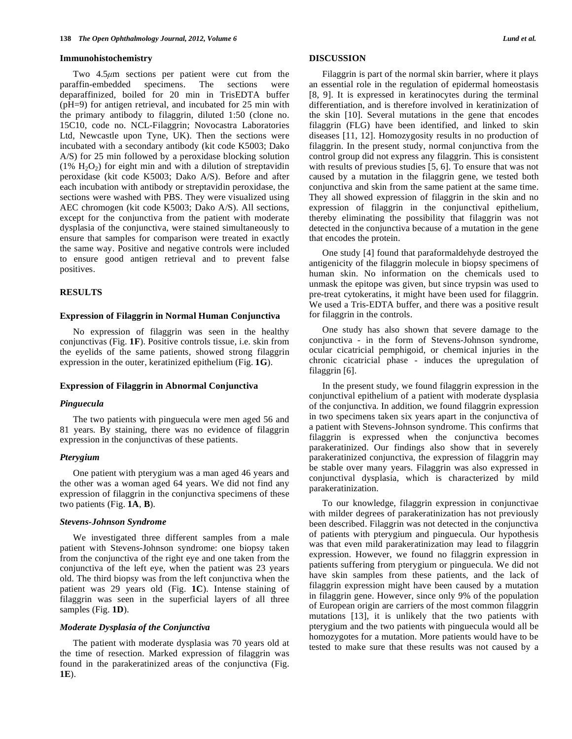### Immunohistochemistry

Two 4.5$\mu$m sections per patient were cut from the paraffin-embedded specimens. The sections were deparaffinized, boiled for 20 min in TrisEDTA buffer (pH=9) for antigen retrieval, and incubated for 25 min with the primary antibody to filaggrin, diluted 1:50 (clone no. 15C10, code no. NCL-Filaggrin; Novocastra Laboratories Ltd, Newcastle upon Tyne, UK). Then the sections were incubated with a secondary antibody (kit code K5003; Dako A/S) for 25 min followed by a peroxidase blocking solution (1% $H_2O_2$) for eight min and with a dilution of streptavidin peroxidase (kit code K5003; Dako A/S). Before and after each incubation with antibody or streptavidin peroxidase, the sections were washed with PBS. They were visualized using AEC chromogen (kit code K5003; Dako A/S). All sections, except for the conjunctiva from the patient with moderate dysplasia of the conjunctiva, were stained simultaneously to ensure that samples for comparison were treated in exactly the same way. Positive and negative controls were included to ensure good antigen retrieval and to prevent false positives.

## RESULTS

### Expression of Filaggrin in Normal Human Conjunctiva

No expression of filaggrin was seen in the healthy conjunctivas (Fig. **1F**). Positive controls tissue, i.e. skin from the eyelids of the same patients, showed strong filaggrin expression in the outer, keratinized epithelium (Fig. **1G**).

### Expression of Filaggrin in Abnormal Conjunctiva

#### *Pinguecula*

The two patients with pinguecula were men aged 56 and 81 years. By staining, there was no evidence of filaggrin expression in the conjunctivas of these patients.

#### *Pterygium*

One patient with pterygium was a man aged 46 years and the other was a woman aged 64 years. We did not find any expression of filaggrin in the conjunctiva specimens of these two patients (Fig. **1A**, **B**).

#### *Stevens-Johnson Syndrome*

We investigated three different samples from a male patient with Stevens-Johnson syndrome: one biopsy taken from the conjunctiva of the right eye and one taken from the conjunctiva of the left eye, when the patient was 23 years old. The third biopsy was from the left conjunctiva when the patient was 29 years old (Fig. **1C**). Intense staining of filaggrin was seen in the superficial layers of all three samples (Fig. **1D**).

#### *Moderate Dysplasia of the Conjunctiva*

The patient with moderate dysplasia was 70 years old at the time of resection. Marked expression of filaggrin was found in the parakeratinized areas of the conjunctiva (Fig. **1E**).

## DISCUSSION

Filaggrin is part of the normal skin barrier, where it plays an essential role in the regulation of epidermal homeostasis [8, 9]. It is expressed in keratinocytes during the terminal differentiation, and is therefore involved in keratinization of the skin [10]. Several mutations in the gene that encodes filaggrin (FLG) have been identified, and linked to skin diseases [11, 12]. Homozygosity results in no production of filaggrin. In the present study, normal conjunctiva from the control group did not express any filaggrin. This is consistent with results of previous studies [5, 6]. To ensure that was not caused by a mutation in the filaggrin gene, we tested both conjunctiva and skin from the same patient at the same time. They all showed expression of filaggrin in the skin and no expression of filaggrin in the conjunctival epithelium, thereby eliminating the possibility that filaggrin was not detected in the conjunctiva because of a mutation in the gene that encodes the protein.

One study [4] found that paraformaldehyde destroyed the antigenicity of the filaggrin molecule in biopsy specimens of human skin. No information on the chemicals used to unmask the epitope was given, but since trypsin was used to pre-treat cytokeratins, it might have been used for filaggrin. We used a Tris-EDTA buffer, and there was a positive result for filaggrin in the controls.

One study has also shown that severe damage to the conjunctiva - in the form of Stevens-Johnson syndrome, ocular cicatricial pemphigoid, or chemical injuries in the chronic cicatricial phase - induces the upregulation of filaggrin [6].

In the present study, we found filaggrin expression in the conjunctival epithelium of a patient with moderate dysplasia of the conjunctiva. In addition, we found filaggrin expression in two specimens taken six years apart in the conjunctiva of a patient with Stevens-Johnson syndrome. This confirms that filaggrin is expressed when the conjunctiva becomes parakeratinized. Our findings also show that in severely parakeratinized conjunctiva, the expression of filaggrin may be stable over many years. Filaggrin was also expressed in conjunctival dysplasia, which is characterized by mild parakeratinization.

To our knowledge, filaggrin expression in conjunctivae with milder degrees of parakeratinization has not previously been described. Filaggrin was not detected in the conjunctiva of patients with pterygium and pinguecula. Our hypothesis was that even mild parakeratinization may lead to filaggrin expression. However, we found no filaggrin expression in patients suffering from pterygium or pinguecula. We did not have skin samples from these patients, and the lack of filaggrin expression might have been caused by a mutation in filaggrin gene. However, since only 9% of the population of European origin are carriers of the most common filaggrin mutations [13], it is unlikely that the two patients with pterygium and the two patients with pinguecula would all be homozygotes for a mutation. More patients would have to be tested to make sure that these results was not caused by a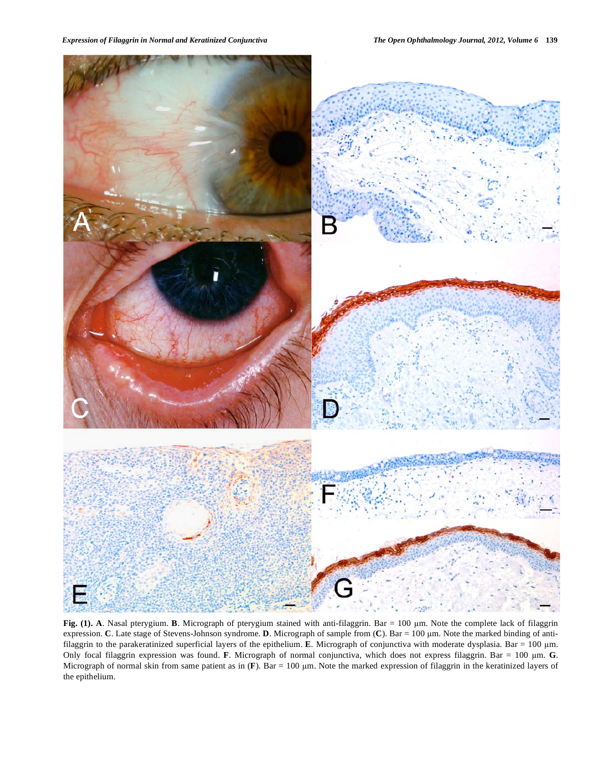**Fig. (1). A**. Nasal pterygium. **B**. Micrograph of pterygium stained with anti-filaggrin. Bar = 100 µm. Note the complete lack of filaggrin expression. **C**. Late stage of Stevens-Johnson syndrome. **D**. Micrograph of sample from (**C**). Bar = 100 µm. Note the marked binding of anti-filaggrin to the parakeratinized superficial layers of the epithelium. **E**. Micrograph of conjunctiva with moderate dysplasia. Bar = 100 µm. Only focal filaggrin expression was found. **F**. Micrograph of normal conjunctiva, which does not express filaggrin. Bar = 100 µm. **G**. Micrograph of normal skin from same patient as in (**F**). Bar = 100 µm. Note the marked expression of filaggrin in the keratinized layers of the epithelium.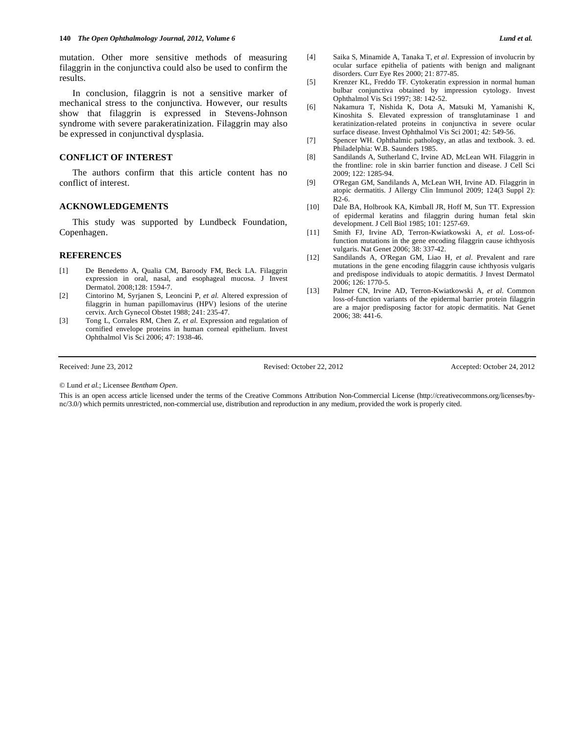mutation. Other more sensitive methods of measuring filaggrin in the conjunctiva could also be used to confirm the results.

In conclusion, filaggrin is not a sensitive marker of mechanical stress to the conjunctiva. However, our results show that filaggrin is expressed in Stevens-Johnson syndrome with severe parakeratinization. Filaggrin may also be expressed in conjunctival dysplasia.

## CONFLICT OF INTEREST

The authors confirm that this article content has no conflict of interest.

## ACKNOWLEDGEMENTS

This study was supported by Lundbeck Foundation, Copenhagen.

## REFERENCES

[1] De Benedetto A, Qualia CM, Baroody FM, Beck LA. Filaggrin expression in oral, nasal, and esophageal mucosa. J Invest Dermatol. 2008;128: 1594-7.

[2] Cintorino M, Syrjanen S, Leoncini P, *et al.* Altered expression of filaggrin in human papillomavirus (HPV) lesions of the uterine cervix. Arch Gynecol Obstet 1988; 241: 235-47.

[3] Tong L, Corrales RM, Chen Z, *et al.* Expression and regulation of cornified envelope proteins in human corneal epithelium. Invest Ophthalmol Vis Sci 2006; 47: 1938-46.

[4] Saika S, Minamide A, Tanaka T, *et al*. Expression of involucrin by ocular surface epithelia of patients with benign and malignant disorders. Curr Eye Res 2000; 21: 877-85.

[5] Krenzer KL, Freddo TF. Cytokeratin expression in normal human bulbar conjunctiva obtained by impression cytology. Invest Ophthalmol Vis Sci 1997; 38: 142-52.

[6] Nakamura T, Nishida K, Dota A, Matsuki M, Yamanishi K, Kinoshita S. Elevated expression of transglutaminase 1 and keratinization-related proteins in conjunctiva in severe ocular surface disease. Invest Ophthalmol Vis Sci 2001; 42: 549-56.

[7] Spencer WH. Ophthalmic pathology, an atlas and textbook. 3. ed. Philadelphia: W.B. Saunders 1985.

[8] Sandilands A, Sutherland C, Irvine AD, McLean WH. Filaggrin in the frontline: role in skin barrier function and disease. J Cell Sci 2009; 122: 1285-94.

[9] O'Regan GM, Sandilands A, McLean WH, Irvine AD. Filaggrin in atopic dermatitis. J Allergy Clin Immunol 2009; 124(3 Suppl 2): R2-6.

[10] Dale BA, Holbrook KA, Kimball JR, Hoff M, Sun TT. Expression of epidermal keratins and filaggrin during human fetal skin development. J Cell Biol 1985; 101: 1257-69.

[11] Smith FJ, Irvine AD, Terron-Kwiatkowski A, *et al*. Loss-of-function mutations in the gene encoding filaggrin cause ichthyosis vulgaris. Nat Genet 2006; 38: 337-42.

[12] Sandilands A, O'Regan GM, Liao H, *et al*. Prevalent and rare mutations in the gene encoding filaggrin cause ichthyosis vulgaris and predispose individuals to atopic dermatitis. J Invest Dermatol 2006; 126: 1770-5.

[13] Palmer CN, Irvine AD, Terron-Kwiatkowski A, *et al.* Common loss-of-function variants of the epidermal barrier protein filaggrin are a major predisposing factor for atopic dermatitis. Nat Genet 2006; 38: 441-6.

Received: June 23, 2012 Revised: October 22, 2012 Accepted: October 24, 2012

© Lund *et al.*; Licensee *Bentham Open*.

This is an open access article licensed under the terms of the Creative Commons Attribution Non-Commercial License (http://creativecommons.org/licenses/by-nc/3.0/) which permits unrestricted, non-commercial use, distribution and reproduction in any medium, provided the work is properly cited.